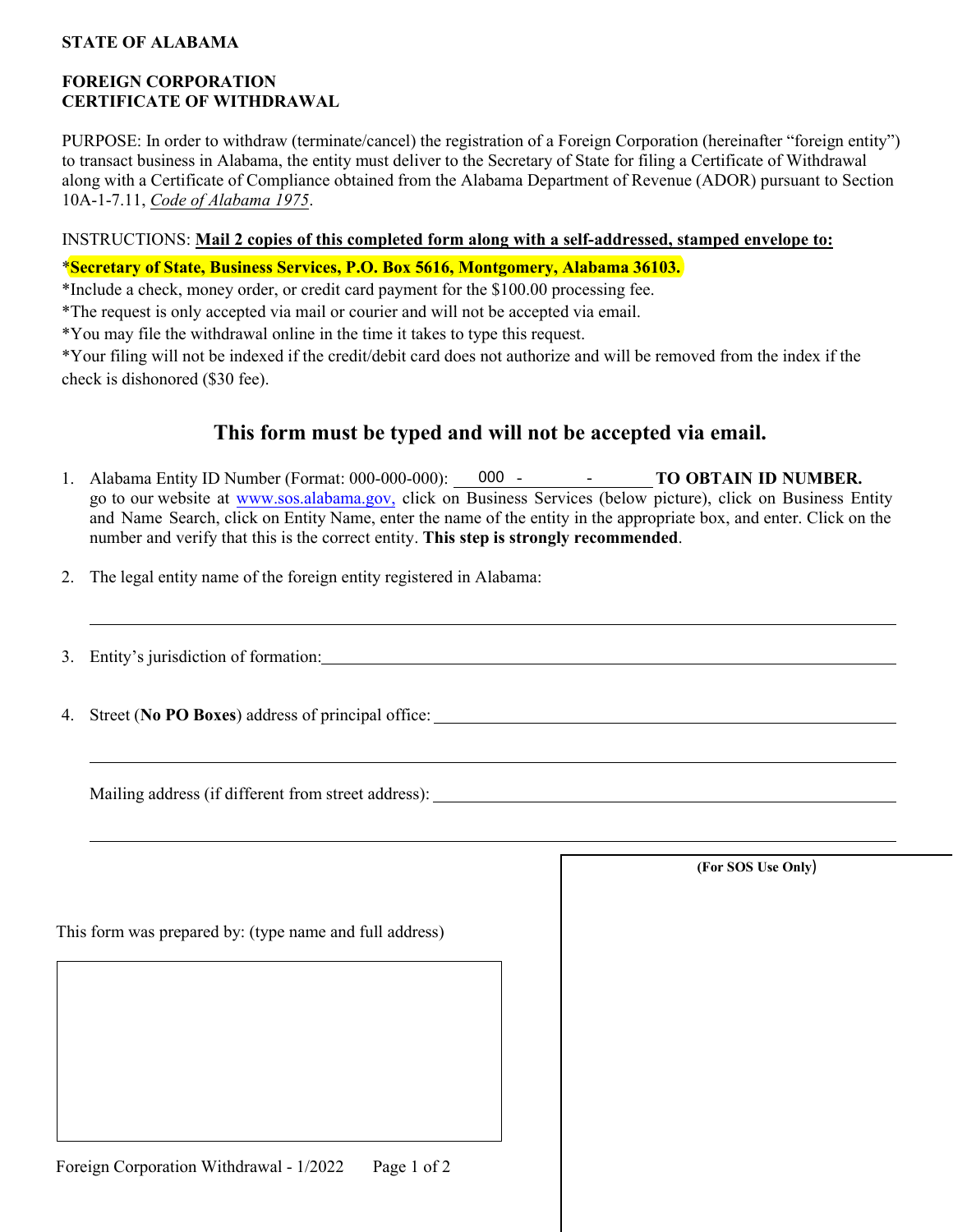**STATE OF ALABAMA**

**FOREIGN CORPORATION**
**CERTIFICATE OF WITHDRAWAL**

PURPOSE: In order to withdraw (terminate/cancel) the registration of a Foreign Corporation (hereinafter "foreign entity") to transact business in Alabama, the entity must deliver to the Secretary of State for filing a Certificate of Withdrawal along with a Certificate of Compliance obtained from the Alabama Department of Revenue (ADOR) pursuant to Section 10A-1-7.11, *Code of Alabama 1975*.

INSTRUCTIONS: **Mail 2 copies of this completed form along with a self-addressed, stamped envelope to:**

*****Secretary of State, Business Services, P.O. Box 5616, Montgomery, Alabama 36103.**

*Include a check, money order, or credit card payment for the $100.00 processing fee.

*The request is only accepted via mail or courier and will not be accepted via email.

*You may file the withdrawal online in the time it takes to type this request.

*Your filing will not be indexed if the credit/debit card does not authorize and will be removed from the index if the check is dishonored ($30 fee).

## This form must be typed and will not be accepted via email.

1. Alabama Entity ID Number (Format: 000-000-000): 000 - ______ - ______ **TO OBTAIN ID NUMBER.** go to our website at www.sos.alabama.gov, click on Business Services (below picture), click on Business Entity and Name Search, click on Entity Name, enter the name of the entity in the appropriate box, and enter. Click on the number and verify that this is the correct entity. **This step is strongly recommended**.

2. The legal entity name of the foreign entity registered in Alabama:

   ______________________________________________

3. Entity's jurisdiction of formation: ______________________________________________

4. Street (**No PO Boxes**) address of principal office: ______________________________________________

   ______________________________________________

   Mailing address (if different from street address): ______________________________________________

   ______________________________________________

This form was prepared by: (type name and full address)

**(For SOS Use Only)**

Foreign Corporation Withdrawal - 1/2022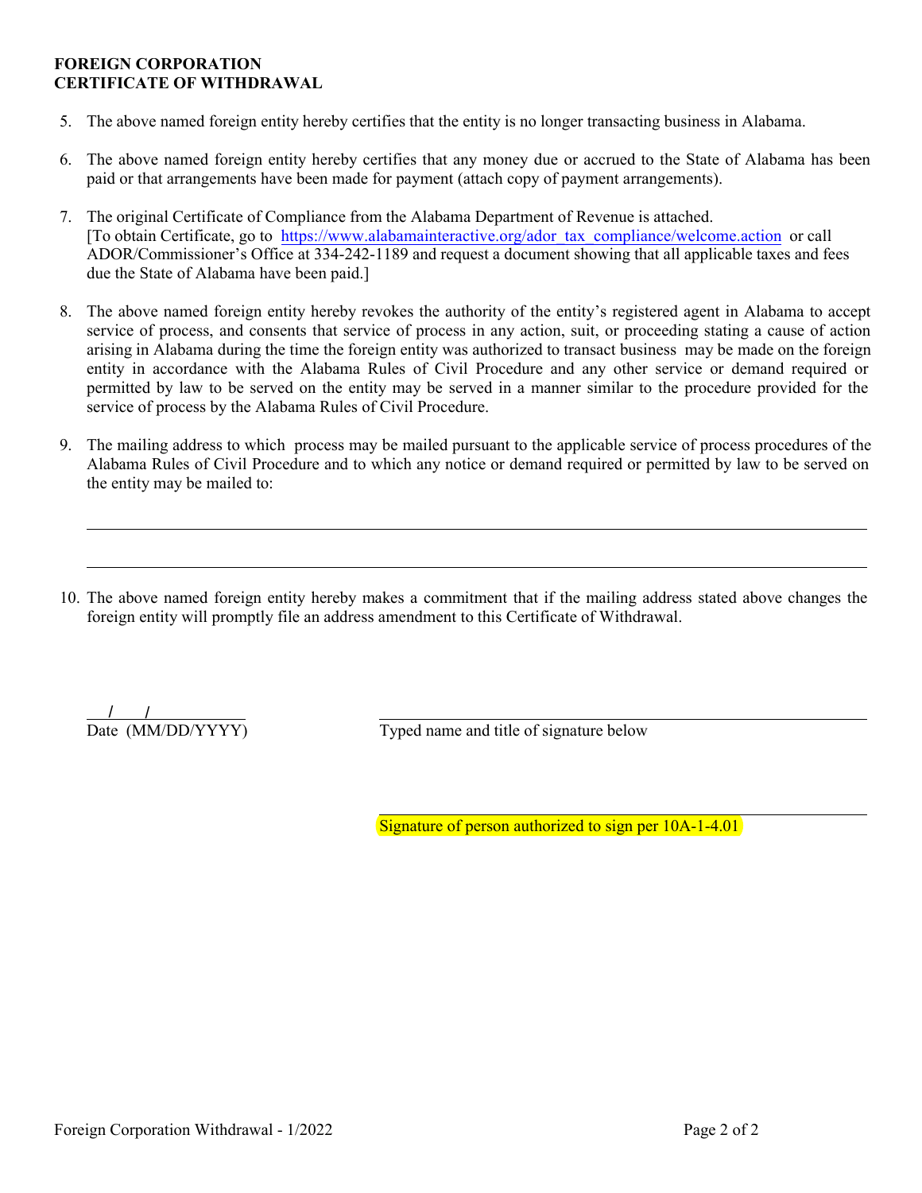**FOREIGN CORPORATION**
**CERTIFICATE OF WITHDRAWAL**

5. The above named foreign entity hereby certifies that the entity is no longer transacting business in Alabama.

6. The above named foreign entity hereby certifies that any money due or accrued to the State of Alabama has been paid or that arrangements have been made for payment (attach copy of payment arrangements).

7. The original Certificate of Compliance from the Alabama Department of Revenue is attached.
   [To obtain Certificate, go to https://www.alabamainteractive.org/ador_tax_compliance/welcome.action or call ADOR/Commissioner's Office at 334-242-1189 and request a document showing that all applicable taxes and fees due the State of Alabama have been paid.]

8. The above named foreign entity hereby revokes the authority of the entity's registered agent in Alabama to accept service of process, and consents that service of process in any action, suit, or proceeding stating a cause of action arising in Alabama during the time the foreign entity was authorized to transact business may be made on the foreign entity in accordance with the Alabama Rules of Civil Procedure and any other service or demand required or permitted by law to be served on the entity may be served in a manner similar to the procedure provided for the service of process by the Alabama Rules of Civil Procedure.

9. The mailing address to which process may be mailed pursuant to the applicable service of process procedures of the Alabama Rules of Civil Procedure and to which any notice or demand required or permitted by law to be served on the entity may be mailed to:

   ______________________________________________________________________

   ______________________________________________________________________

10. The above named foreign entity hereby makes a commitment that if the mailing address stated above changes the foreign entity will promptly file an address amendment to this Certificate of Withdrawal.

\_\_/\_\_/\_\_\_\_\_\_
Date (MM/DD/YYYY)

______________________________________
Typed name and title of signature below

______________________________________
Signature of person authorized to sign per 10A-1-4.01

Foreign Corporation Withdrawal - 1/2022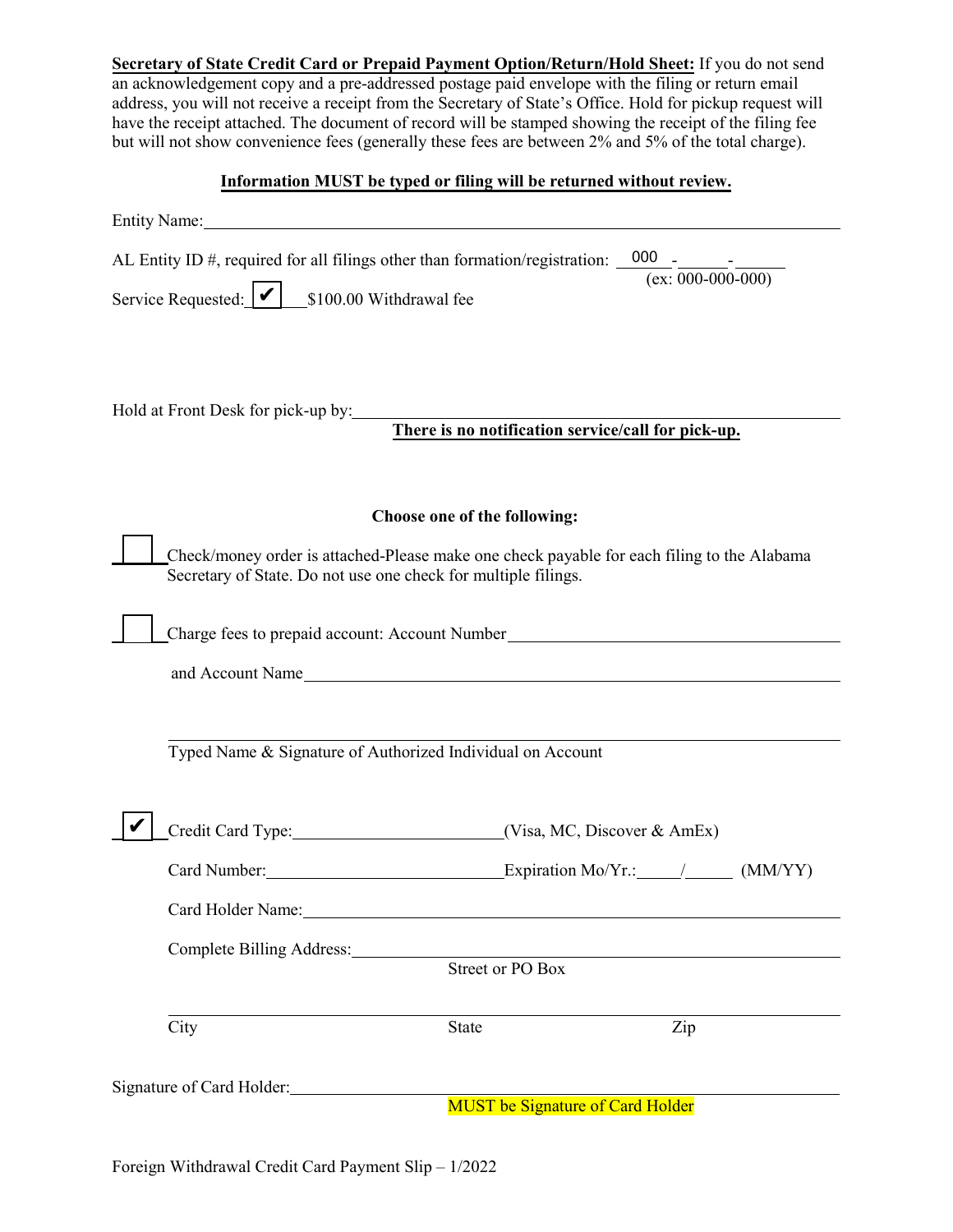**Secretary of State Credit Card or Prepaid Payment Option/Return/Hold Sheet:** If you do not send an acknowledgement copy and a pre-addressed postage paid envelope with the filing or return email address, you will not receive a receipt from the Secretary of State's Office. Hold for pickup request will have the receipt attached. The document of record will be stamped showing the receipt of the filing fee but will not show convenience fees (generally these fees are between 2% and 5% of the total charge).

**Information MUST be typed or filing will be returned without review.**

Entity Name: ______________________________

AL Entity ID #, required for all filings other than formation/registration: 000 - ______ - ______
(ex: 000-000-000)

Service Requested: ☑ $100.00 Withdrawal fee

Hold at Front Desk for pick-up by: ______________________________

**There is no notification service/call for pick-up.**

**Choose one of the following:**

☐ Check/money order is attached-Please make one check payable for each filing to the Alabama Secretary of State. Do not use one check for multiple filings.

☐ Charge fees to prepaid account: Account Number ______________________________

and Account Name ______________________________

______________________________
Typed Name & Signature of Authorized Individual on Account

☑ Credit Card Type: ______________________________ (Visa, MC, Discover & AmEx)

Card Number: ______________________________ Expiration Mo/Yr.: _____/_____ (MM/YY)

Card Holder Name: ______________________________

Complete Billing Address: ______________________________
Street or PO Box

______________________________
City State Zip

Signature of Card Holder: ______________________________
MUST be Signature of Card Holder

Foreign Withdrawal Credit Card Payment Slip – 1/2022